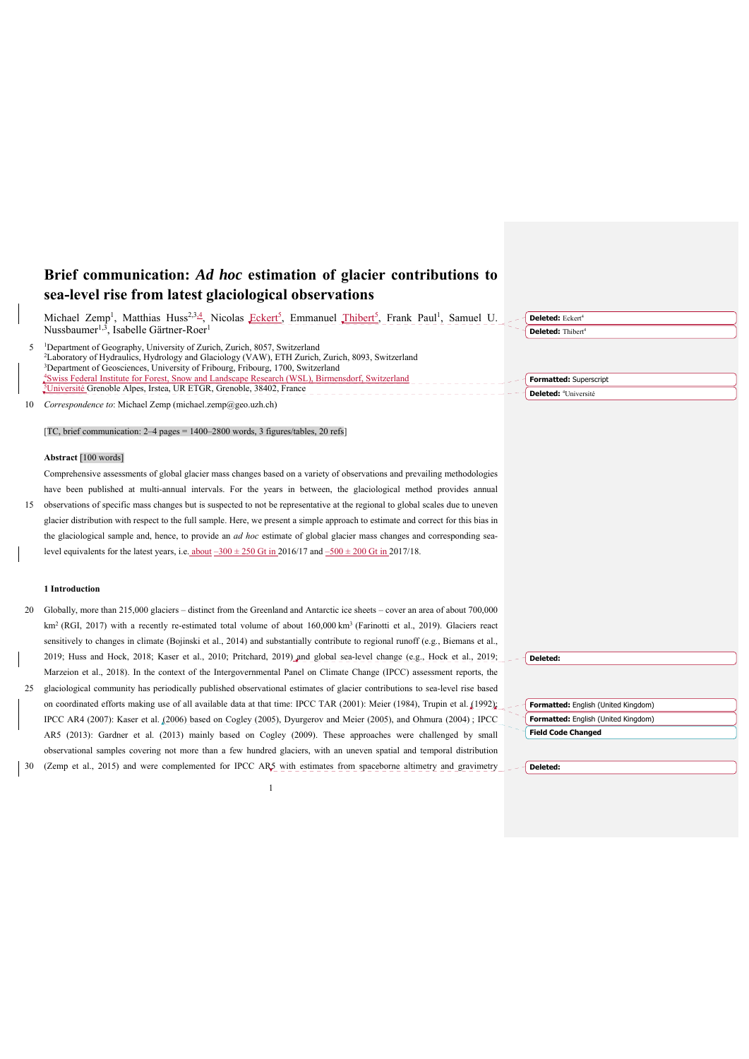# Brief communication: *Ad hoc* estimation of glacier contributions to sea-level rise from latest glaciological observations

Michael Zemp[1], Matthias Huss[2,3,4], Nicolas Eckert[5], Emmanuel Thibert[5], Frank Paul[1], Samuel U. Nussbaumer[1,3], Isabelle Gärtner-Roer[1]

[1]Department of Geography, University of Zurich, Zurich, 8057, Switzerland
[2]Laboratory of Hydraulics, Hydrology and Glaciology (VAW), ETH Zurich, Zurich, 8093, Switzerland
[3]Department of Geosciences, University of Fribourg, Fribourg, 1700, Switzerland
[4]Swiss Federal Institute for Forest, Snow and Landscape Research (WSL), Birmensdorf, Switzerland
[5]Université Grenoble Alpes, Irstea, UR ETGR, Grenoble, 38402, France

*Correspondence to*: Michael Zemp (michael.zemp@geo.uzh.ch)

[TC, brief communication: 2–4 pages = 1400–2800 words, 3 figures/tables, 20 refs]

**Abstract** [100 words]

Comprehensive assessments of global glacier mass changes based on a variety of observations and prevailing methodologies have been published at multi-annual intervals. For the years in between, the glaciological method provides annual observations of specific mass changes but is suspected to not be representative at the regional to global scales due to uneven glacier distribution with respect to the full sample. Here, we present a simple approach to estimate and correct for this bias in the glaciological sample and, hence, to provide an *ad hoc* estimate of global glacier mass changes and corresponding sea-level equivalents for the latest years, i.e. about −300 ± 250 Gt in 2016/17 and −500 ± 200 Gt in 2017/18.

## 1 Introduction

Globally, more than 215,000 glaciers – distinct from the Greenland and Antarctic ice sheets – cover an area of about 700,000 km$^2$ (RGI, 2017) with a recently re-estimated total volume of about 160,000 km$^3$ (Farinotti et al., 2019). Glaciers react sensitively to changes in climate (Bojinski et al., 2014) and substantially contribute to regional runoff (e.g., Biemans et al., 2019; Huss and Hock, 2018; Kaser et al., 2010; Pritchard, 2019) and global sea-level change (e.g., Hock et al., 2019; Marzeion et al., 2018). In the context of the Intergovernmental Panel on Climate Change (IPCC) assessment reports, the glaciological community has periodically published observational estimates of glacier contributions to sea-level rise based on coordinated efforts making use of all available data at that time: IPCC TAR (2001): Meier (1984), Trupin et al. (1992); IPCC AR4 (2007): Kaser et al. (2006) based on Cogley (2005), Dyurgerov and Meier (2005), and Ohmura (2004) ; IPCC AR5 (2013): Gardner et al. (2013) mainly based on Cogley (2009). These approaches were challenged by small observational samples covering not more than a few hundred glaciers, with an uneven spatial and temporal distribution (Zemp et al., 2015) and were complemented for IPCC AR5 with estimates from spaceborne altimetry and gravimetry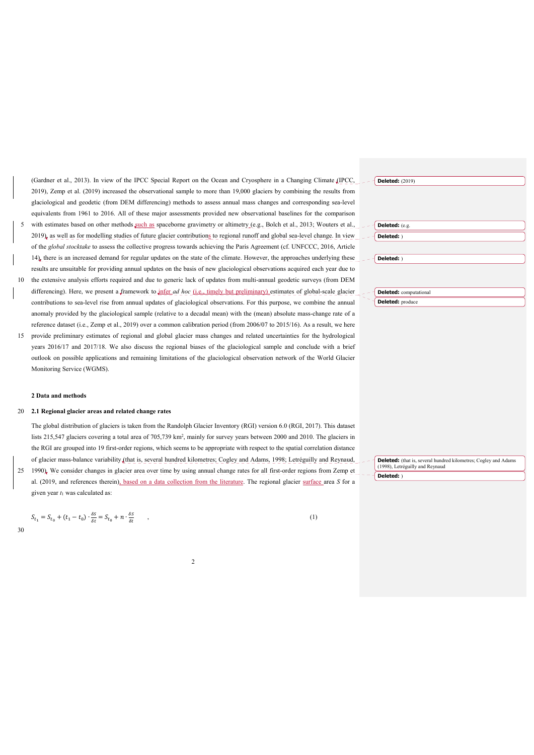(Gardner et al., 2013). In view of the IPCC Special Report on the Ocean and Cryosphere in a Changing Climate (IPCC, 2019), Zemp et al. (2019) increased the observational sample to more than 19,000 glaciers by combining the results from glaciological and geodetic (from DEM differencing) methods to assess annual mass changes and corresponding sea-level equivalents from 1961 to 2016. All of these major assessments provided new observational baselines for the comparison with estimates based on other methods such as spaceborne gravimetry or altimetry (e.g., Bolch et al., 2013; Wouters et al., 2019), as well as for modelling studies of future glacier contributions to regional runoff and global sea-level change. In view of the *global stocktake* to assess the collective progress towards achieving the Paris Agreement (cf. UNFCCC, 2016, Article 14), there is an increased demand for regular updates on the state of the climate. However, the approaches underlying these results are unsuitable for providing annual updates on the basis of new glaciological observations acquired each year due to the extensive analysis efforts required and due to generic lack of updates from multi-annual geodetic surveys (from DEM differencing). Here, we present a framework to infer *ad hoc* (i.e., timely but preliminary) estimates of global-scale glacier contributions to sea-level rise from annual updates of glaciological observations. For this purpose, we combine the annual anomaly provided by the glaciological sample (relative to a decadal mean) with the (mean) absolute mass-change rate of a reference dataset (i.e., Zemp et al., 2019) over a common calibration period (from 2006/07 to 2015/16). As a result, we here provide preliminary estimates of regional and global glacier mass changes and related uncertainties for the hydrological years 2016/17 and 2017/18. We also discuss the regional biases of the glaciological sample and conclude with a brief outlook on possible applications and remaining limitations of the glaciological observation network of the World Glacier Monitoring Service (WGMS).

## 2 Data and methods

### 2.1 Regional glacier areas and related change rates

The global distribution of glaciers is taken from the Randolph Glacier Inventory (RGI) version 6.0 (RGI, 2017). This dataset lists 215,547 glaciers covering a total area of 705,739 km², mainly for survey years between 2000 and 2010. The glaciers in the RGI are grouped into 19 first-order regions, which seems to be appropriate with respect to the spatial correlation distance of glacier mass-balance variability (that is, several hundred kilometres; Cogley and Adams, 1998; Letréguilly and Reynaud, 1990). We consider changes in glacier area over time by using annual change rates for all first-order regions from Zemp et al. (2019, and references therein), based on a data collection from the literature. The regional glacier surface area $S$ for a given year $t_1$ was calculated as:

$$S_{t_1} = S_{t_0} + (t_1 - t_0) \cdot \frac{\delta S}{\delta t} = S_{t_0} + n \cdot \frac{\delta S}{\delta t} \qquad , \tag{1}$$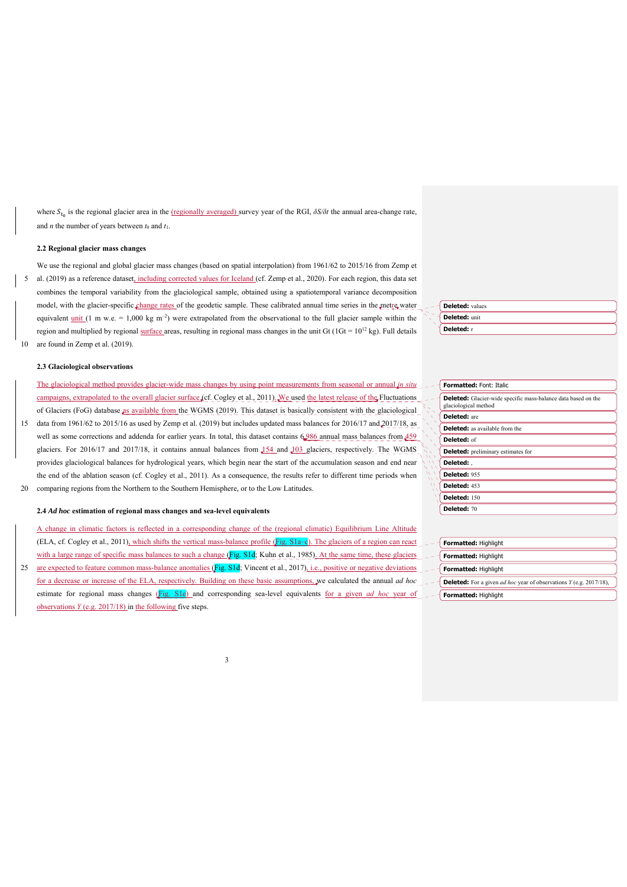where $S_{t_0}$ is the regional glacier area in the (regionally averaged) survey year of the RGI, $\delta S/\delta t$ the annual area-change rate, and $n$ the number of years between $t_0$ and $t_1$.

### 2.2 Regional glacier mass changes

We use the regional and global glacier mass changes (based on spatial interpolation) from 1961/62 to 2015/16 from Zemp et al. (2019) as a reference dataset, including corrected values for Iceland (cf. Zemp et al., 2020). For each region, this data set combines the temporal variability from the glaciological sample, obtained using a spatiotemporal variance decomposition model, with the glacier-specific change rates of the geodetic sample. These calibrated annual time series in the metre water equivalent unit (1 m w.e. = 1,000 kg m$^{-2}$) were extrapolated from the observational to the full glacier sample within the region and multiplied by regional surface areas, resulting in regional mass changes in the unit Gt (1Gt = $10^{12}$ kg). Full details are found in Zemp et al. (2019).

### 2.3 Glaciological observations

The glaciological method provides glacier-wide mass changes by using point measurements from seasonal or annual *in situ* campaigns, extrapolated to the overall glacier surface (cf. Cogley et al., 2011). We used the latest release of the Fluctuations of Glaciers (FoG) database as available from the WGMS (2019). This dataset is basically consistent with the glaciological data from 1961/62 to 2015/16 as used by Zemp et al. (2019) but includes updated mass balances for 2016/17 and 2017/18, as well as some corrections and addenda for earlier years. In total, this dataset contains 6,986 annual mass balances from 459 glaciers. For 2016/17 and 2017/18, it contains annual balances from 154 and 103 glaciers, respectively. The WGMS provides glaciological balances for hydrological years, which begin near the start of the accumulation season and end near the end of the ablation season (cf. Cogley et al., 2011). As a consequence, the results refer to different time periods when comparing regions from the Northern to the Southern Hemisphere, or to the Low Latitudes.

### 2.4 *Ad hoc* estimation of regional mass changes and sea-level equivalents

A change in climatic factors is reflected in a corresponding change of the (regional climatic) Equilibrium Line Altitude (ELA, cf. Cogley et al., 2011), which shifts the vertical mass-balance profile (Fig. S1a–c). The glaciers of a region can react with a large range of specific mass balances to such a change (Fig. S1d; Kuhn et al., 1985). At the same time, these glaciers are expected to feature common mass-balance anomalies (Fig. S1d; Vincent et al., 2017), i.e., positive or negative deviations for a decrease or increase of the ELA, respectively. Building on these basic assumptions, we calculated the annual *ad hoc* estimate for regional mass changes (Fig. S1e) and corresponding sea-level equivalents for a given *ad hoc* year of observations *Y* (e.g. 2017/18) in the following five steps.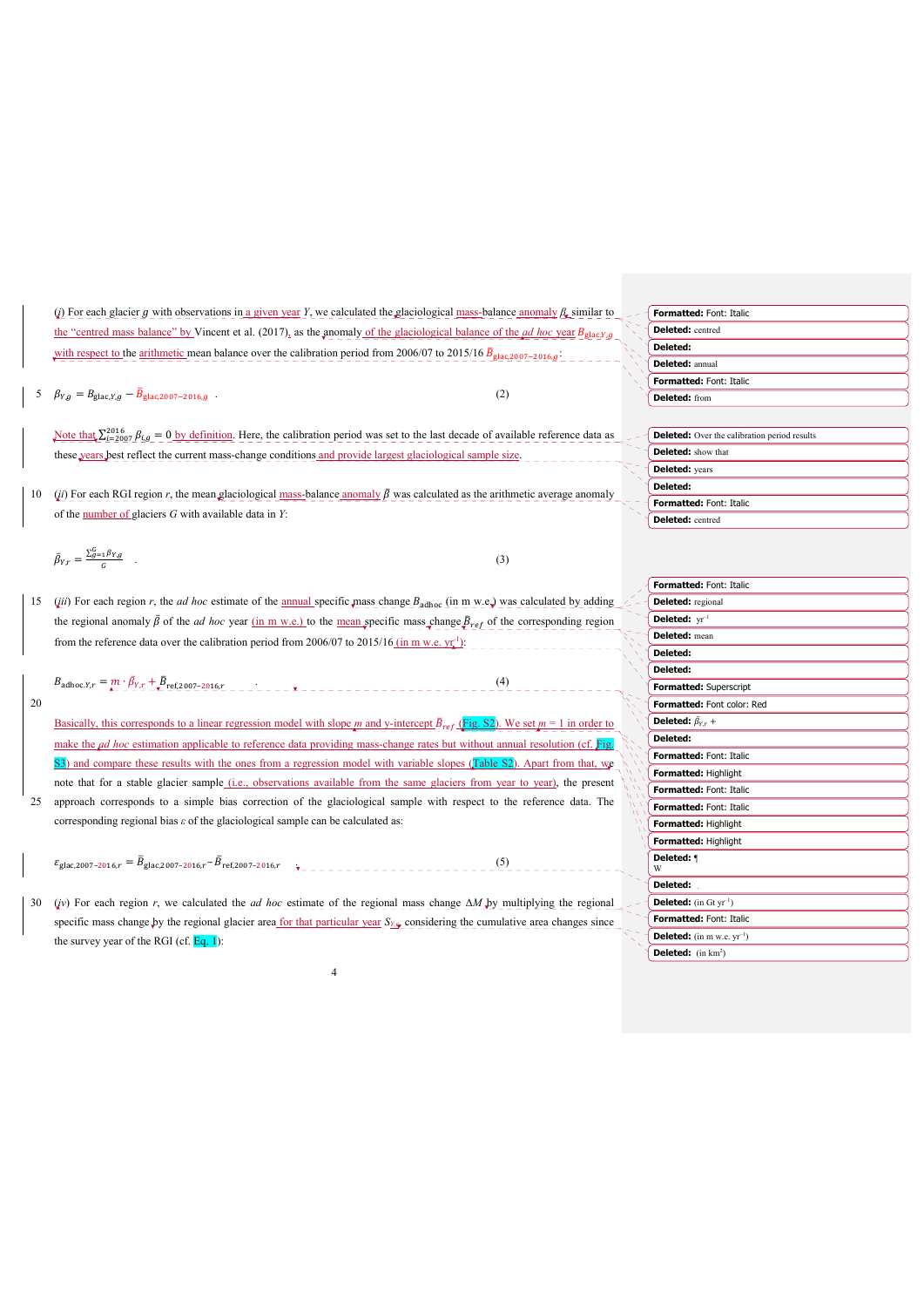(*i*) For each glacier $g$ with observations in a given year $Y$, we calculated the glaciological mass-balance anomaly $\beta$, similar to the "centred mass balance" by Vincent et al. (2017), as the anomaly of the glaciological balance of the *ad hoc* year $B_{\text{glac},Y,g}$ with respect to the arithmetic mean balance over the calibration period from 2006/07 to 2015/16 $\bar{B}_{\text{glac},2007-2016,g}$:

$$\beta_{Y,g} = B_{\text{glac},Y,g} - \bar{B}_{\text{glac},2007-2016,g} \quad . \tag{2}$$

Note that $\sum_{i=2007}^{2016} \beta_{i,g} = 0$ by definition. Here, the calibration period was set to the last decade of available reference data as these years best reflect the current mass-change conditions and provide largest glaciological sample size.

(*ii*) For each RGI region $r$, the mean glaciological mass-balance anomaly $\bar{\beta}$ was calculated as the arithmetic average anomaly of the number of glaciers $G$ with available data in $Y$:

$$\bar{\beta}_{Y,r} = \frac{\sum_{g=1}^{G} \beta_{Y,g}}{G} \quad . \tag{3}$$

(*iii*) For each region $r$, the *ad hoc* estimate of the annual specific mass change $B_{\text{adhoc}}$ (in m w.e.) was calculated by adding the regional anomaly $\bar{\beta}$ of the *ad hoc* year (in m w.e.) to the mean specific mass change $\bar{B}_{ref}$ of the corresponding region from the reference data over the calibration period from 2006/07 to 2015/16 (in m w.e. yr$^{-1}$):

$$B_{\text{adhoc},Y,r} = m \cdot \bar{\beta}_{Y,r} + \bar{B}_{\text{ref},2007-2016,r} \quad . \tag{4}$$

Basically, this corresponds to a linear regression model with slope $m$ and y-intercept $\bar{B}_{ref}$ (Fig. S2). We set $m$ = 1 in order to make the *ad hoc* estimation applicable to reference data providing mass-change rates but without annual resolution (cf. Fig. S3) and compare these results with the ones from a regression model with variable slopes (Table S2). Apart from that, we note that for a stable glacier sample (i.e., observations available from the same glaciers from year to year), the present approach corresponds to a simple bias correction of the glaciological sample with respect to the reference data. The corresponding regional bias $\varepsilon$ of the glaciological sample can be calculated as:

$$\varepsilon_{\text{glac},2007-2016,r} = \bar{B}_{\text{glac},2007-2016,r} - \bar{B}_{\text{ref},2007-2016,r} \quad . \tag{5}$$

(*iv*) For each region $r$, we calculated the *ad hoc* estimate of the regional mass change $\Delta M$ by multiplying the regional specific mass change by the regional glacier area for that particular year $S_Y$, considering the cumulative area changes since the survey year of the RGI (cf. Eq. 1):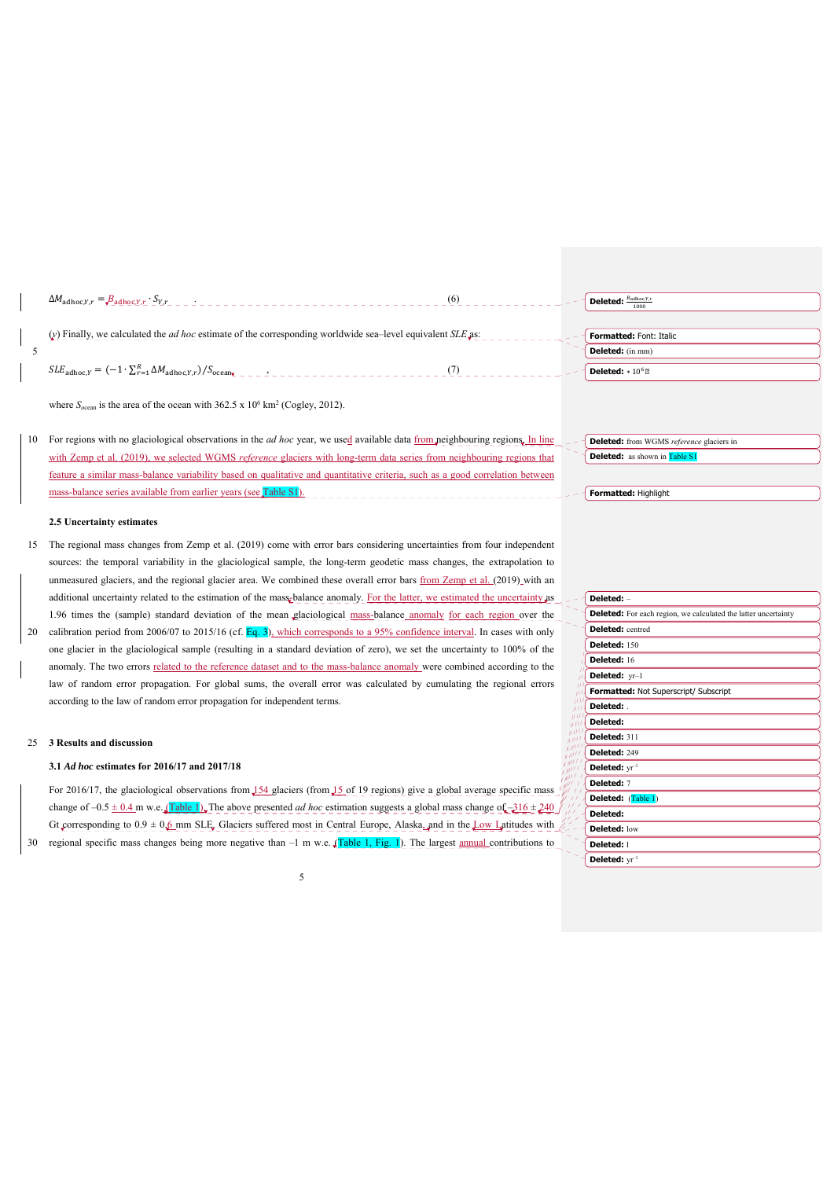$$\Delta M_{\text{adhoc},Y,r} = B_{\text{adhoc},Y,r} \cdot S_{Y,r} \quad . \tag{6}$$

(*v*) Finally, we calculated the *ad hoc* estimate of the corresponding worldwide sea–level equivalent *SLE* as:

$$SLE_{\text{adhoc},Y} = \left(-1 \cdot \sum_{r=1}^{R} \Delta M_{\text{adhoc},Y,r}\right) / S_{\text{ocean}} \quad , \tag{7}$$

where $S_{\text{ocean}}$ is the area of the ocean with 362.5 x $10^6$ km$^2$ (Cogley, 2012).

For regions with no glaciological observations in the *ad hoc* year, we used available data from neighbouring regions. In line with Zemp et al. (2019), we selected WGMS *reference* glaciers with long-term data series from neighbouring regions that feature a similar mass-balance variability based on qualitative and quantitative criteria, such as a good correlation between mass-balance series available from earlier years (see Table S1).

## 2.5 Uncertainty estimates

The regional mass changes from Zemp et al. (2019) come with error bars considering uncertainties from four independent sources: the temporal variability in the glaciological sample, the long-term geodetic mass changes, the extrapolation to unmeasured glaciers, and the regional glacier area. We combined these overall error bars from Zemp et al. (2019) with an additional uncertainty related to the estimation of the mass-balance anomaly. For the latter, we estimated the uncertainty as 1.96 times the (sample) standard deviation of the mean glaciological mass-balance anomaly for each region over the calibration period from 2006/07 to 2015/16 (cf. Eq. 3), which corresponds to a 95% confidence interval. In cases with only one glacier in the glaciological sample (resulting in a standard deviation of zero), we set the uncertainty to 100% of the anomaly. The two errors related to the reference dataset and to the mass-balance anomaly were combined according to the law of random error propagation. For global sums, the overall error was calculated by cumulating the regional errors according to the law of random error propagation for independent terms.

# 3 Results and discussion

## 3.1 *Ad hoc* estimates for 2016/17 and 2017/18

For 2016/17, the glaciological observations from 154 glaciers (from 15 of 19 regions) give a global average specific mass change of –0.5 ± 0.4 m w.e. (Table 1). The above presented *ad hoc* estimation suggests a global mass change of –316 ± 240 Gt corresponding to 0.9 ± 0.6 mm SLE. Glaciers suffered most in Central Europe, Alaska, and in the Low Latitudes with regional specific mass changes being more negative than –1 m w.e. (Table 1, Fig. 1). The largest annual contributions to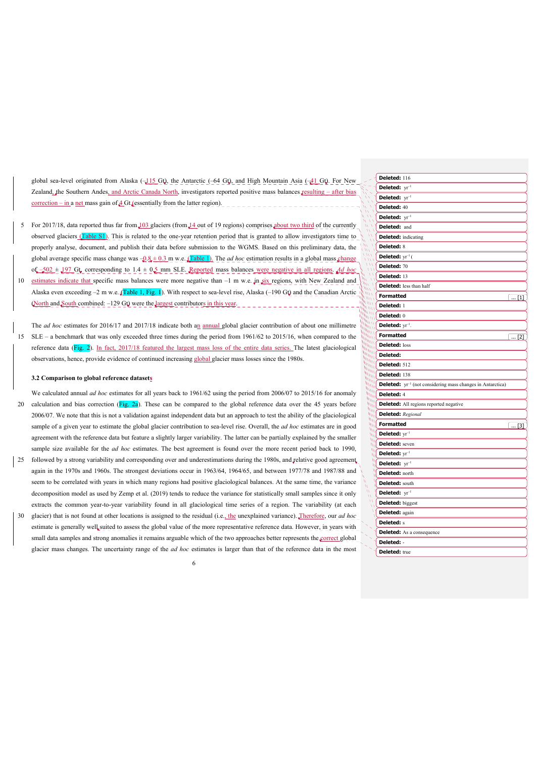global sea-level originated from Alaska (–115 Gt), the Antarctic (–64 Gt), and High Mountain Asia (–41 Gt). For New Zealand, the Southern Andes, and Arctic Canada North, investigators reported positive mass balances resulting – after bias correction – in a net mass gain of 4 Gt (essentially from the latter region).

For 2017/18, data reported thus far from 103 glaciers (from 14 out of 19 regions) comprises about two third of the currently observed glaciers (Table S1). This is related to the one-year retention period that is granted to allow investigators time to properly analyse, document, and publish their data before submission to the WGMS. Based on this preliminary data, the global average specific mass change was –0.8 ± 0.3 m w.e. (Table 1). The *ad hoc* estimation results in a global mass change of –502 ± 197 Gt, corresponding to 1.4 ± 0.5 mm SLE. Reported mass balances were negative in all regions. *Ad hoc* estimates indicate that specific mass balances were more negative than –1 m w.e. in six regions, with New Zealand and Alaska even exceeding –2 m w.e. (Table 1, Fig. 1). With respect to sea-level rise, Alaska (–190 Gt) and the Canadian Arctic (North and South combined: –129 Gt) were the largest contributors in this year.

The *ad hoc* estimates for 2016/17 and 2017/18 indicate both an annual global glacier contribution of about one millimetre SLE – a benchmark that was only exceeded three times during the period from 1961/62 to 2015/16, when compared to the reference data (Fig. 2). In fact, 2017/18 featured the largest mass loss of the entire data series. The latest glaciological observations, hence, provide evidence of continued increasing global glacier mass losses since the 1980s.

### 3.2 Comparison to global reference datasets

We calculated annual *ad hoc* estimates for all years back to 1961/62 using the period from 2006/07 to 2015/16 for anomaly calculation and bias correction (Fig. 2a). These can be compared to the global reference data over the 45 years before 2006/07. We note that this is not a validation against independent data but an approach to test the ability of the glaciological sample of a given year to estimate the global glacier contribution to sea-level rise. Overall, the *ad hoc* estimates are in good agreement with the reference data but feature a slightly larger variability. The latter can be partially explained by the smaller sample size available for the *ad hoc* estimates. The best agreement is found over the more recent period back to 1990, followed by a strong variability and corresponding over and underestimations during the 1980s, and relative good agreement again in the 1970s and 1960s. The strongest deviations occur in 1963/64, 1964/65, and between 1977/78 and 1987/88 and seem to be correlated with years in which many regions had positive glaciological balances. At the same time, the variance decomposition model as used by Zemp et al. (2019) tends to reduce the variance for statistically small samples since it only extracts the common year-to-year variability found in all glaciological time series of a region. The variability (at each glacier) that is not found at other locations is assigned to the residual (i.e., the unexplained variance). Therefore, our *ad hoc* estimate is generally well suited to assess the global value of the more representative reference data. However, in years with small data samples and strong anomalies it remains arguable which of the two approaches better represents the correct global glacier mass changes. The uncertainty range of the *ad hoc* estimates is larger than that of the reference data in the most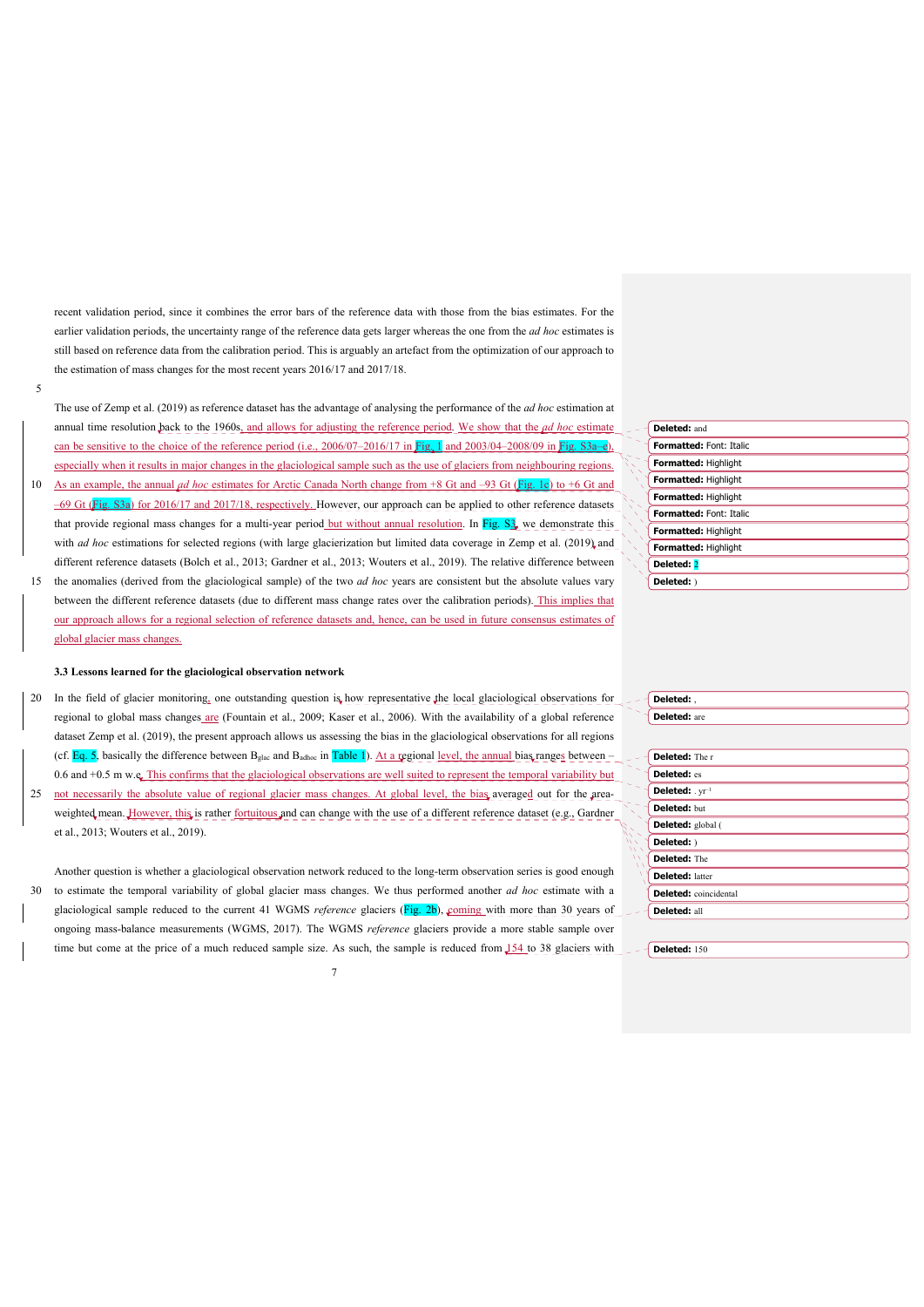recent validation period, since it combines the error bars of the reference data with those from the bias estimates. For the earlier validation periods, the uncertainty range of the reference data gets larger whereas the one from the *ad hoc* estimates is still based on reference data from the calibration period. This is arguably an artefact from the optimization of our approach to the estimation of mass changes for the most recent years 2016/17 and 2017/18.

The use of Zemp et al. (2019) as reference dataset has the advantage of analysing the performance of the *ad hoc* estimation at annual time resolution back to the 1960s, and allows for adjusting the reference period. We show that the *ad hoc* estimate can be sensitive to the choice of the reference period (i.e., 2006/07–2016/17 in Fig. 1 and 2003/04–2008/09 in Fig. S3a–e), especially when it results in major changes in the glaciological sample such as the use of glaciers from neighbouring regions. As an example, the annual *ad hoc* estimates for Arctic Canada North change from +8 Gt and –93 Gt (Fig. 1c) to +6 Gt and –69 Gt (Fig. S3a) for 2016/17 and 2017/18, respectively. However, our approach can be applied to other reference datasets that provide regional mass changes for a multi-year period but without annual resolution. In Fig. S3, we demonstrate this with *ad hoc* estimations for selected regions (with large glacierization but limited data coverage in Zemp et al. (2019) and different reference datasets (Bolch et al., 2013; Gardner et al., 2013; Wouters et al., 2019). The relative difference between the anomalies (derived from the glaciological sample) of the two *ad hoc* years are consistent but the absolute values vary between the different reference datasets (due to different mass change rates over the calibration periods). This implies that our approach allows for a regional selection of reference datasets and, hence, can be used in future consensus estimates of global glacier mass changes.

### 3.3 Lessons learned for the glaciological observation network

In the field of glacier monitoring, one outstanding question is how representative the local glaciological observations for regional to global mass changes are (Fountain et al., 2009; Kaser et al., 2006). With the availability of a global reference dataset Zemp et al. (2019), the present approach allows us assessing the bias in the glaciological observations for all regions (cf. Eq. 5, basically the difference between $B_{glac}$ and $B_{adhoc}$ in Table 1). At a regional level, the annual bias ranges between –0.6 and +0.5 m w.e. This confirms that the glaciological observations are well suited to represent the temporal variability but not necessarily the absolute value of regional glacier mass changes. At global level, the bias averaged out for the area-weighted mean. However, this is rather fortuitous and can change with the use of a different reference dataset (e.g., Gardner et al., 2013; Wouters et al., 2019).

Another question is whether a glaciological observation network reduced to the long-term observation series is good enough to estimate the temporal variability of global glacier mass changes. We thus performed another *ad hoc* estimate with a glaciological sample reduced to the current 41 WGMS *reference* glaciers (Fig. 2b), coming with more than 30 years of ongoing mass-balance measurements (WGMS, 2017). The WGMS *reference* glaciers provide a more stable sample over time but come at the price of a much reduced sample size. As such, the sample is reduced from 154 to 38 glaciers with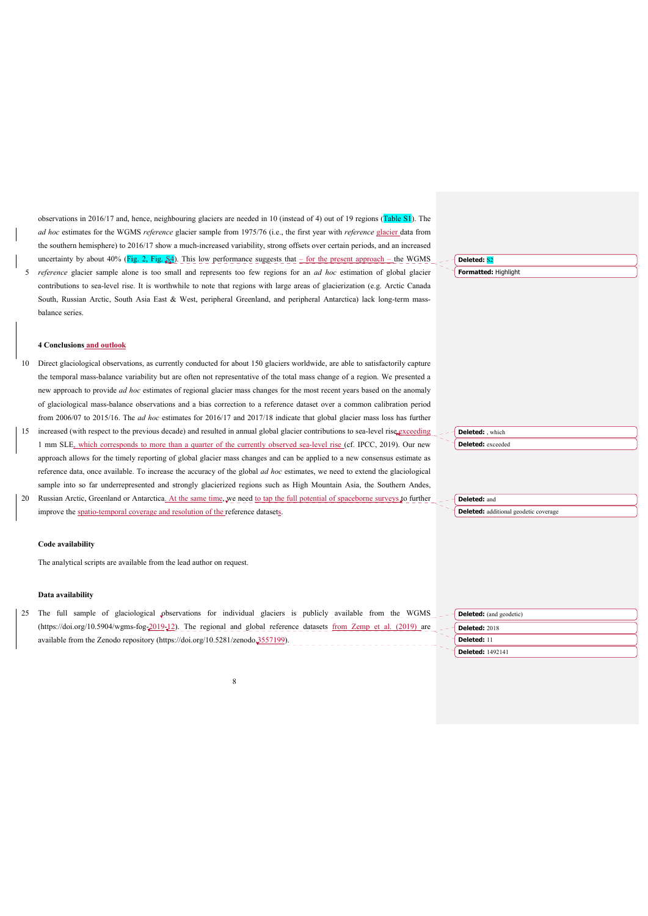observations in 2016/17 and, hence, neighbouring glaciers are needed in 10 (instead of 4) out of 19 regions (Table S1). The *ad hoc* estimates for the WGMS *reference* glacier sample from 1975/76 (i.e., the first year with *reference* glacier data from the southern hemisphere) to 2016/17 show a much-increased variability, strong offsets over certain periods, and an increased uncertainty by about 40% (Fig. 2, Fig. S4). This low performance suggests that – for the present approach – the WGMS *reference* glacier sample alone is too small and represents too few regions for an *ad hoc* estimation of global glacier contributions to sea-level rise. It is worthwhile to note that regions with large areas of glacierization (e.g. Arctic Canada South, Russian Arctic, South Asia East & West, peripheral Greenland, and peripheral Antarctica) lack long-term mass-balance series.

## 4 Conclusions and outlook

Direct glaciological observations, as currently conducted for about 150 glaciers worldwide, are able to satisfactorily capture the temporal mass-balance variability but are often not representative of the total mass change of a region. We presented a new approach to provide *ad hoc* estimates of regional glacier mass changes for the most recent years based on the anomaly of glaciological mass-balance observations and a bias correction to a reference dataset over a common calibration period from 2006/07 to 2015/16. The *ad hoc* estimates for 2016/17 and 2017/18 indicate that global glacier mass loss has further increased (with respect to the previous decade) and resulted in annual global glacier contributions to sea-level rise exceeding 1 mm SLE, which corresponds to more than a quarter of the currently observed sea-level rise (cf. IPCC, 2019). Our new approach allows for the timely reporting of global glacier mass changes and can be applied to a new consensus estimate as reference data, once available. To increase the accuracy of the global *ad hoc* estimates, we need to extend the glaciological sample into so far underrepresented and strongly glacierized regions such as High Mountain Asia, the Southern Andes, Russian Arctic, Greenland or Antarctica. At the same time, we need to tap the full potential of spaceborne surveys to further improve the spatio-temporal coverage and resolution of the reference datasets.

### Code availability

The analytical scripts are available from the lead author on request.

### Data availability

The full sample of glaciological observations for individual glaciers is publicly available from the WGMS (https://doi.org/10.5904/wgms-fog-2019-12). The regional and global reference datasets from Zemp et al. (2019) are available from the Zenodo repository (https://doi.org/10.5281/zenodo.3557199).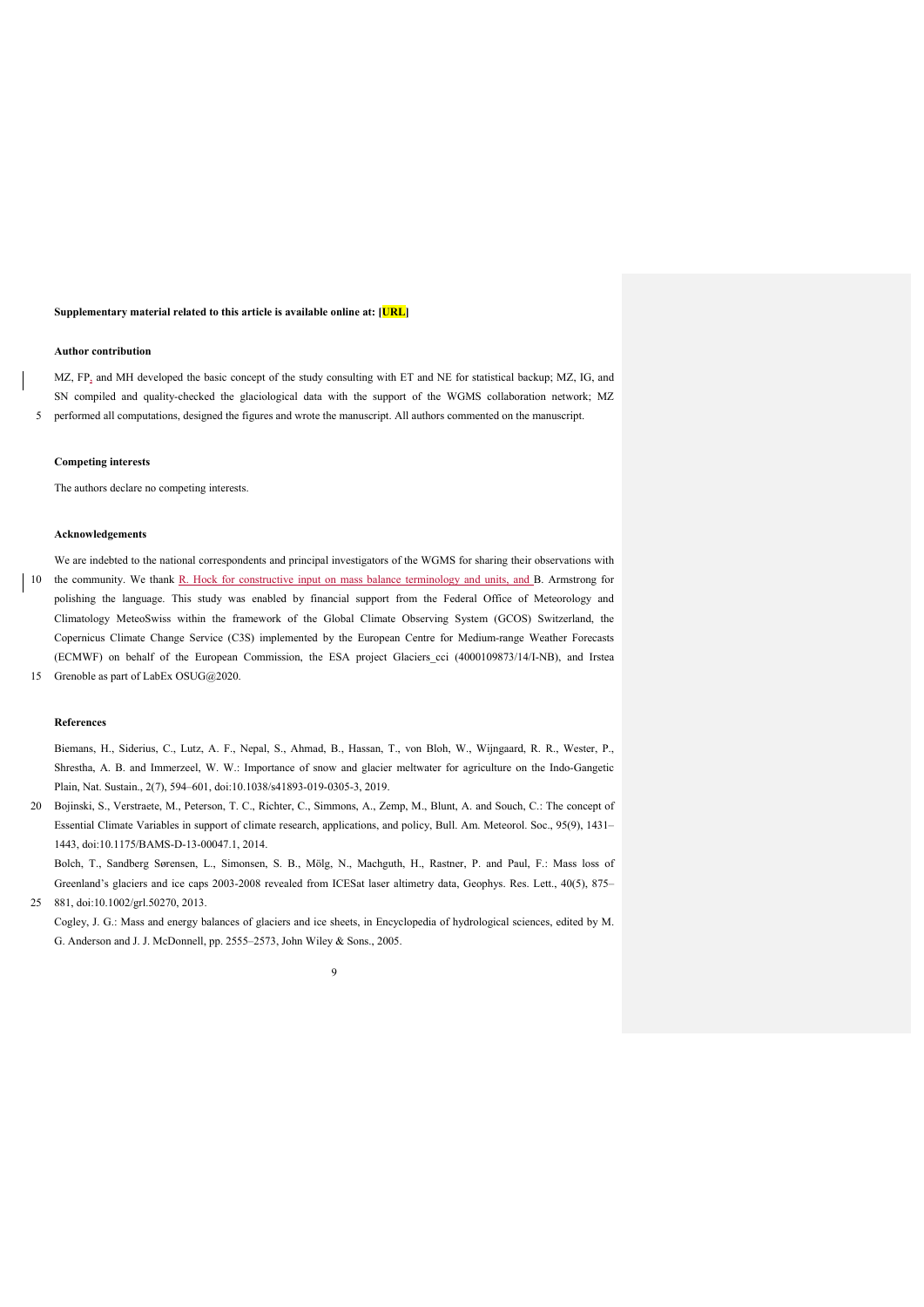**Supplementary material related to this article is available online at: [URL]**

**Author contribution**

MZ, FP, and MH developed the basic concept of the study consulting with ET and NE for statistical backup; MZ, IG, and SN compiled and quality-checked the glaciological data with the support of the WGMS collaboration network; MZ performed all computations, designed the figures and wrote the manuscript. All authors commented on the manuscript.

**Competing interests**

The authors declare no competing interests.

**Acknowledgements**

We are indebted to the national correspondents and principal investigators of the WGMS for sharing their observations with the community. We thank R. Hock for constructive input on mass balance terminology and units, and B. Armstrong for polishing the language. This study was enabled by financial support from the Federal Office of Meteorology and Climatology MeteoSwiss within the framework of the Global Climate Observing System (GCOS) Switzerland, the Copernicus Climate Change Service (C3S) implemented by the European Centre for Medium-range Weather Forecasts (ECMWF) on behalf of the European Commission, the ESA project Glaciers_cci (4000109873/14/I-NB), and Irstea Grenoble as part of LabEx OSUG@2020.

**References**

Biemans, H., Siderius, C., Lutz, A. F., Nepal, S., Ahmad, B., Hassan, T., von Bloh, W., Wijngaard, R. R., Wester, P., Shrestha, A. B. and Immerzeel, W. W.: Importance of snow and glacier meltwater for agriculture on the Indo-Gangetic Plain, Nat. Sustain., 2(7), 594–601, doi:10.1038/s41893-019-0305-3, 2019.

Bojinski, S., Verstraete, M., Peterson, T. C., Richter, C., Simmons, A., Zemp, M., Blunt, A. and Souch, C.: The concept of Essential Climate Variables in support of climate research, applications, and policy, Bull. Am. Meteorol. Soc., 95(9), 1431–1443, doi:10.1175/BAMS-D-13-00047.1, 2014.

Bolch, T., Sandberg Sørensen, L., Simonsen, S. B., Mölg, N., Machguth, H., Rastner, P. and Paul, F.: Mass loss of Greenland's glaciers and ice caps 2003-2008 revealed from ICESat laser altimetry data, Geophys. Res. Lett., 40(5), 875–881, doi:10.1002/grl.50270, 2013.

Cogley, J. G.: Mass and energy balances of glaciers and ice sheets, in Encyclopedia of hydrological sciences, edited by M. G. Anderson and J. J. McDonnell, pp. 2555–2573, John Wiley & Sons., 2005.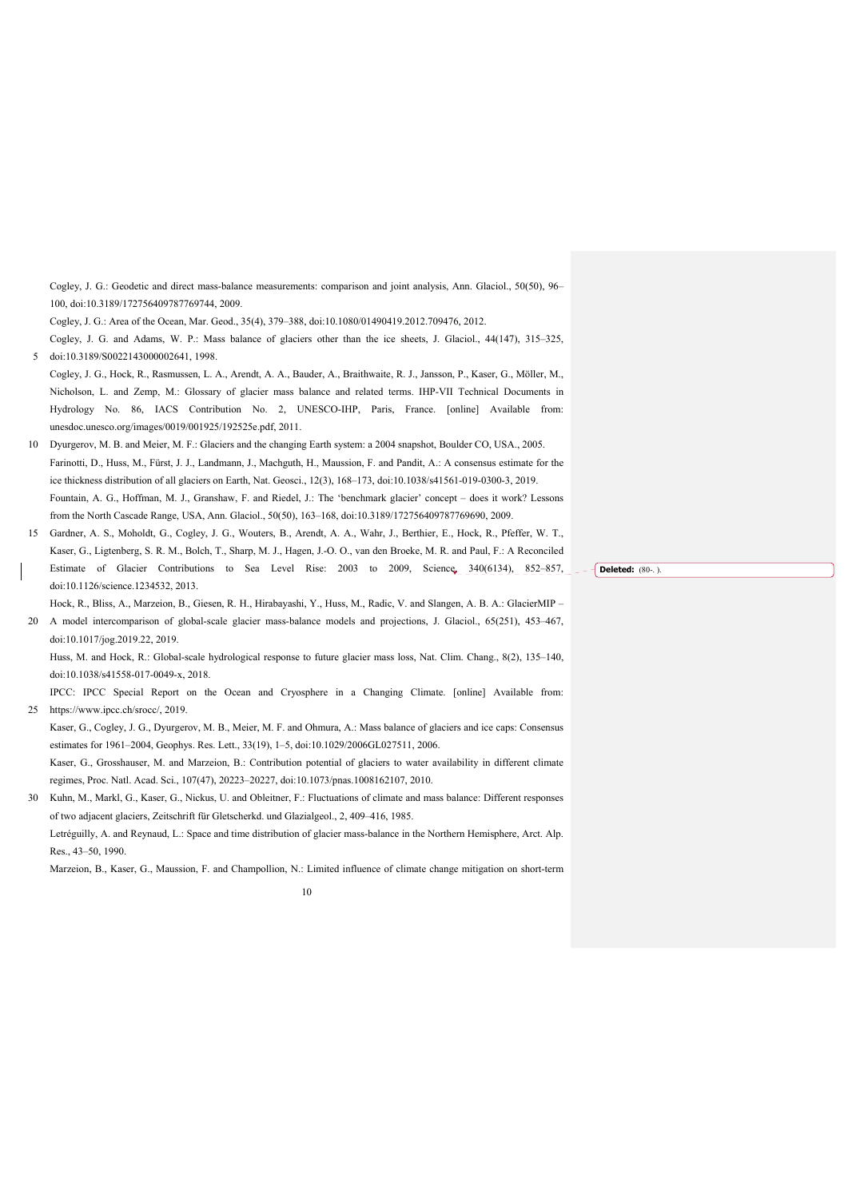Cogley, J. G.: Geodetic and direct mass-balance measurements: comparison and joint analysis, Ann. Glaciol., 50(50), 96–100, doi:10.3189/172756409787769744, 2009.

Cogley, J. G.: Area of the Ocean, Mar. Geod., 35(4), 379–388, doi:10.1080/01490419.2012.709476, 2012.

Cogley, J. G. and Adams, W. P.: Mass balance of glaciers other than the ice sheets, J. Glaciol., 44(147), 315–325, doi:10.3189/S0022143000002641, 1998.

Cogley, J. G., Hock, R., Rasmussen, L. A., Arendt, A. A., Bauder, A., Braithwaite, R. J., Jansson, P., Kaser, G., Möller, M., Nicholson, L. and Zemp, M.: Glossary of glacier mass balance and related terms. IHP-VII Technical Documents in Hydrology No. 86, IACS Contribution No. 2, UNESCO-IHP, Paris, France. [online] Available from: unesdoc.unesco.org/images/0019/001925/192525e.pdf, 2011.

Dyurgerov, M. B. and Meier, M. F.: Glaciers and the changing Earth system: a 2004 snapshot, Boulder CO, USA., 2005.

Farinotti, D., Huss, M., Fürst, J. J., Landmann, J., Machguth, H., Maussion, F. and Pandit, A.: A consensus estimate for the ice thickness distribution of all glaciers on Earth, Nat. Geosci., 12(3), 168–173, doi:10.1038/s41561-019-0300-3, 2019.

Fountain, A. G., Hoffman, M. J., Granshaw, F. and Riedel, J.: The 'benchmark glacier' concept – does it work? Lessons from the North Cascade Range, USA, Ann. Glaciol., 50(50), 163–168, doi:10.3189/172756409787769690, 2009.

Gardner, A. S., Moholdt, G., Cogley, J. G., Wouters, B., Arendt, A. A., Wahr, J., Berthier, E., Hock, R., Pfeffer, W. T., Kaser, G., Ligtenberg, S. R. M., Bolch, T., Sharp, M. J., Hagen, J.-O. O., van den Broeke, M. R. and Paul, F.: A Reconciled Estimate of Glacier Contributions to Sea Level Rise: 2003 to 2009, Science, 340(6134), 852–857, doi:10.1126/science.1234532, 2013.

Hock, R., Bliss, A., Marzeion, B., Giesen, R. H., Hirabayashi, Y., Huss, M., Radic, V. and Slangen, A. B. A.: GlacierMIP – A model intercomparison of global-scale glacier mass-balance models and projections, J. Glaciol., 65(251), 453–467, doi:10.1017/jog.2019.22, 2019.

Huss, M. and Hock, R.: Global-scale hydrological response to future glacier mass loss, Nat. Clim. Chang., 8(2), 135–140, doi:10.1038/s41558-017-0049-x, 2018.

IPCC: IPCC Special Report on the Ocean and Cryosphere in a Changing Climate. [online] Available from: https://www.ipcc.ch/srocc/, 2019.

Kaser, G., Cogley, J. G., Dyurgerov, M. B., Meier, M. F. and Ohmura, A.: Mass balance of glaciers and ice caps: Consensus estimates for 1961–2004, Geophys. Res. Lett., 33(19), 1–5, doi:10.1029/2006GL027511, 2006.

Kaser, G., Grosshauser, M. and Marzeion, B.: Contribution potential of glaciers to water availability in different climate regimes, Proc. Natl. Acad. Sci., 107(47), 20223–20227, doi:10.1073/pnas.1008162107, 2010.

Kuhn, M., Markl, G., Kaser, G., Nickus, U. and Obleitner, F.: Fluctuations of climate and mass balance: Different responses of two adjacent glaciers, Zeitschrift für Gletscherkd. und Glazialgeol., 2, 409–416, 1985.

Letréguilly, A. and Reynaud, L.: Space and time distribution of glacier mass-balance in the Northern Hemisphere, Arct. Alp. Res., 43–50, 1990.

Marzeion, B., Kaser, G., Maussion, F. and Champollion, N.: Limited influence of climate change mitigation on short-term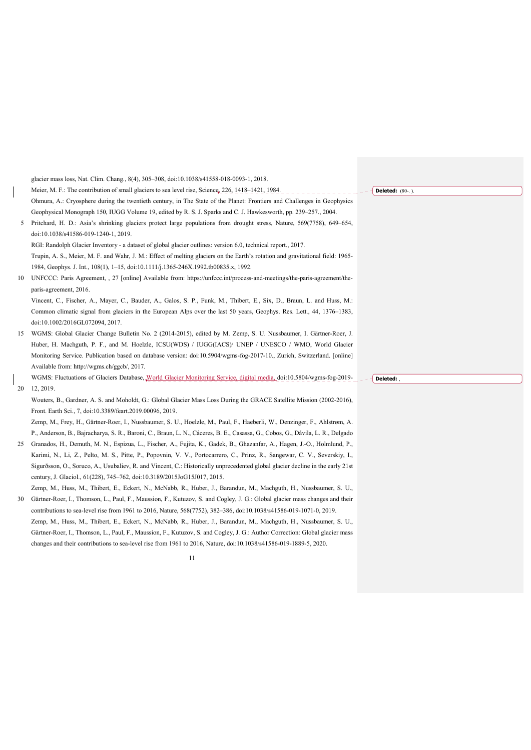glacier mass loss, Nat. Clim. Chang., 8(4), 305–308, doi:10.1038/s41558-018-0093-1, 2018.

Meier, M. F.: The contribution of small glaciers to sea level rise, Science, 226, 1418–1421, 1984.

Ohmura, A.: Cryosphere during the twentieth century, in The State of the Planet: Frontiers and Challenges in Geophysics Geophysical Monograph 150, IUGG Volume 19, edited by R. S. J. Sparks and C. J. Hawkesworth, pp. 239–257., 2004.

Pritchard, H. D.: Asia's shrinking glaciers protect large populations from drought stress, Nature, 569(7758), 649–654, doi:10.1038/s41586-019-1240-1, 2019.

RGI: Randolph Glacier Inventory - a dataset of global glacier outlines: version 6.0, technical report., 2017.

Trupin, A. S., Meier, M. F. and Wahr, J. M.: Effect of melting glaciers on the Earth's rotation and gravitational field: 1965-1984, Geophys. J. Int., 108(1), 1–15, doi:10.1111/j.1365-246X.1992.tb00835.x, 1992.

UNFCCC: Paris Agreement, , 27 [online] Available from: https://unfccc.int/process-and-meetings/the-paris-agreement/the-paris-agreement, 2016.

Vincent, C., Fischer, A., Mayer, C., Bauder, A., Galos, S. P., Funk, M., Thibert, E., Six, D., Braun, L. and Huss, M.: Common climatic signal from glaciers in the European Alps over the last 50 years, Geophys. Res. Lett., 44, 1376–1383, doi:10.1002/2016GL072094, 2017.

WGMS: Global Glacier Change Bulletin No. 2 (2014-2015), edited by M. Zemp, S. U. Nussbaumer, I. Gärtner-Roer, J. Huber, H. Machguth, P. F., and M. Hoelzle, ICSU(WDS) / IUGG(IACS)/ UNEP / UNESCO / WMO, World Glacier Monitoring Service. Publication based on database version: doi:10.5904/wgms-fog-2017-10., Zurich, Switzerland. [online] Available from: http://wgms.ch/ggcb/, 2017.

WGMS: Fluctuations of Glaciers Database, World Glacier Monitoring Service, digital media, doi:10.5804/wgms-fog-2019-12, 2019.

Wouters, B., Gardner, A. S. and Moholdt, G.: Global Glacier Mass Loss During the GRACE Satellite Mission (2002-2016), Front. Earth Sci., 7, doi:10.3389/feart.2019.00096, 2019.

Zemp, M., Frey, H., Gärtner-Roer, I., Nussbaumer, S. U., Hoelzle, M., Paul, F., Haeberli, W., Denzinger, F., Ahlstrøm, A. P., Anderson, B., Bajracharya, S. R., Baroni, C., Braun, L. N., Cáceres, B. E., Casassa, G., Cobos, G., Dávila, L. R., Delgado Granados, H., Demuth, M. N., Espizua, L., Fischer, A., Fujita, K., Gadek, B., Ghazanfar, A., Hagen, J.-O., Holmlund, P., Karimi, N., Li, Z., Pelto, M. S., Pitte, P., Popovnin, V. V., Portocarrero, C., Prinz, R., Sangewar, C. V., Severskiy, I., Sigurðsson, O., Soruco, A., Usubaliev, R. and Vincent, C.: Historically unprecedented global glacier decline in the early 21st century, J. Glaciol., 61(228), 745–762, doi:10.3189/2015JoG15J017, 2015.

Zemp, M., Huss, M., Thibert, E., Eckert, N., McNabb, R., Huber, J., Barandun, M., Machguth, H., Nussbaumer, S. U., Gärtner-Roer, I., Thomson, L., Paul, F., Maussion, F., Kutuzov, S. and Cogley, J. G.: Global glacier mass changes and their contributions to sea-level rise from 1961 to 2016, Nature, 568(7752), 382–386, doi:10.1038/s41586-019-1071-0, 2019.

Zemp, M., Huss, M., Thibert, E., Eckert, N., McNabb, R., Huber, J., Barandun, M., Machguth, H., Nussbaumer, S. U., Gärtner-Roer, I., Thomson, L., Paul, F., Maussion, F., Kutuzov, S. and Cogley, J. G.: Author Correction: Global glacier mass changes and their contributions to sea-level rise from 1961 to 2016, Nature, doi:10.1038/s41586-019-1889-5, 2020.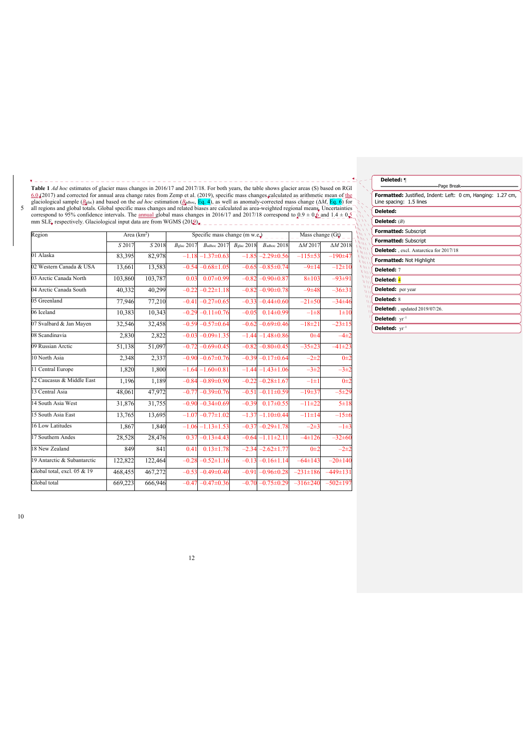**Table 1** *Ad hoc* estimates of glacier mass changes in 2016/17 and 2017/18. For both years, the table shows glacier areas (S) based on RGI 6.0 (2017) and corrected for annual area change rates from Zemp et al. (2019), specific mass changes calculated as arithmetic mean of the glaciological sample ($B_{glac}$) and based on the *ad hoc* estimation ($B_{adhoc}$, Eq. 4), as well as anomaly-corrected mass change ($\Delta M$, Eq. 6) for all regions and global totals. Global specific mass changes and related biases are calculated as area-weighted regional means. Uncertainties correspond to 95% confidence intervals. The annual global mass changes in 2016/17 and 2017/18 correspond to 0.9 ± 0.6 and 1.4 ± 0.5 mm SLE, respectively. Glaciological input data are from WGMS (2019).

| Region | Area (km²) | | Specific mass change (m w.e.) | | | | Mass change (Gt) | |
|---|---|---|---|---|---|---|---|---|
| | $S$ 2017 | $S$ 2018 | $B_{glac}$ 2017 | $B_{adhoc}$ 2017 | $B_{glac}$ 2018 | $B_{adhoc}$ 2018 | $\Delta M$ 2017 | $\Delta M$ 2018 |
| 01 Alaska | 83,395 | 82,978 | −1.18 | −1.37±0.63 | −1.85 | −2.29±0.56 | −115±53 | −190±47 |
| 02 Western Canada & USA | 13,661 | 13,583 | −0.54 | −0.68±1.05 | −0.65 | −0.85±0.74 | −9±14 | −12±10 |
| 03 Arctic Canada North | 103,860 | 103,787 | 0.03 | 0.07±0.99 | −0.82 | −0.90±0.87 | 8±103 | −93±91 |
| 04 Arctic Canada South | 40,332 | 40,299 | −0.22 | −0.22±1.18 | −0.82 | −0.90±0.78 | −9±48 | −36±31 |
| 05 Greenland | 77,946 | 77,210 | −0.41 | −0.27±0.65 | −0.33 | −0.44±0.60 | −21±50 | −34±46 |
| 06 Iceland | 10,383 | 10,343 | −0.29 | −0.11±0.76 | −0.05 | 0.14±0.99 | −1±8 | 1±10 |
| 07 Svalbard & Jan Mayen | 32,546 | 32,458 | −0.59 | −0.57±0.64 | −0.62 | −0.69±0.46 | −18±21 | −23±15 |
| 08 Scandinavia | 2,830 | 2,822 | −0.03 | −0.09±1.35 | −1.44 | −1.48±0.86 | 0±4 | −4±2 |
| 09 Russian Arctic | 51,138 | 51,097 | −0.72 | −0.69±0.45 | −0.82 | −0.80±0.45 | −35±23 | −41±23 |
| 10 North Asia | 2,348 | 2,337 | −0.90 | −0.67±0.76 | −0.39 | −0.17±0.64 | −2±2 | 0±2 |
| 11 Central Europe | 1,820 | 1,800 | −1.64 | −1.60±0.81 | −1.44 | −1.43±1.06 | −3±2 | −3±2 |
| 12 Caucasus & Middle East | 1,196 | 1,189 | −0.84 | −0.89±0.90 | −0.22 | −0.28±1.67 | −1±1 | 0±2 |
| 13 Central Asia | 48,061 | 47,972 | −0.77 | −0.39±0.76 | −0.51 | −0.11±0.59 | −19±37 | −5±29 |
| 14 South Asia West | 31,876 | 31,755 | −0.90 | −0.34±0.69 | −0.39 | 0.17±0.55 | −11±22 | 5±18 |
| 15 South Asia East | 13,765 | 13,695 | −1.07 | −0.77±1.02 | −1.37 | −1.10±0.44 | −11±14 | −15±6 |
| 16 Low Latitudes | 1,867 | 1,840 | −1.06 | −1.13±1.53 | −0.37 | −0.29±1.78 | −2±3 | −1±3 |
| 17 Southern Andes | 28,528 | 28,476 | 0.37 | −0.13±4.43 | −0.64 | −1.11±2.11 | −4±126 | −32±60 |
| 18 New Zealand | 849 | 841 | 0.41 | 0.13±1.78 | −2.34 | −2.62±1.77 | 0±2 | −2±2 |
| 19 Antarctic & Subantarctic | 122,822 | 122,464 | −0.28 | −0.52±1.16 | −0.13 | −0.16±1.14 | −64±143 | −20±140 |
| Global total, excl. 05 & 19 | 468,455 | 467,272 | −0.53 | −0.49±0.40 | −0.91 | −0.96±0.28 | −231±186 | −449±131 |
| Global total | 669,223 | 666,946 | −0.47 | −0.47±0.36 | −0.70 | −0.75±0.29 | −316±240 | −502±197 |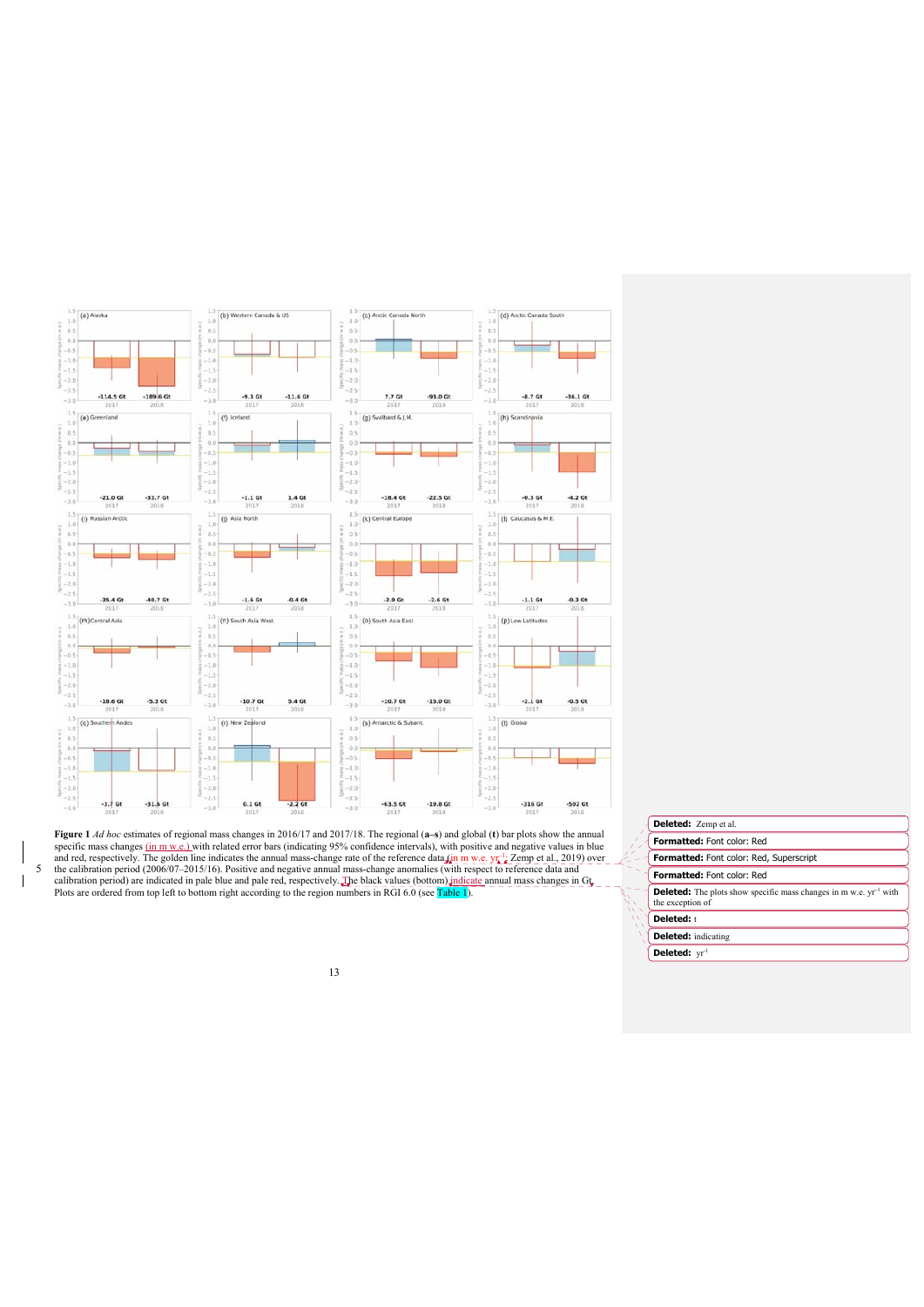Figure 1 *Ad hoc* estimates of regional mass changes in 2016/17 and 2017/18. The regional (**a–s**) and global (**t**) bar plots show the annual specific mass changes (in m w.e.) with related error bars (indicating 95% confidence intervals), with positive and negative values in blue and red, respectively. The golden line indicates the annual mass-change rate of the reference data (in m w.e. $yr^{-1}$; Zemp et al., 2019) over the calibration period (2006/07–2015/16). Positive and negative annual mass-change anomalies (with respect to reference data and calibration period) are indicated in pale blue and pale red, respectively. The black values (bottom) indicate annual mass changes in Gt. Plots are ordered from top left to bottom right according to the region numbers in RGI 6.0 (see Table 1).

**Deleted:** Zemp et al.

**Formatted:** Font color: Red

**Formatted:** Font color: Red, Superscript

**Formatted:** Font color: Red

**Deleted:** The plots show specific mass changes in m w.e. $yr^{-1}$ with the exception of

**Deleted:** t

**Deleted:** indicating

**Deleted:** $yr^{-1}$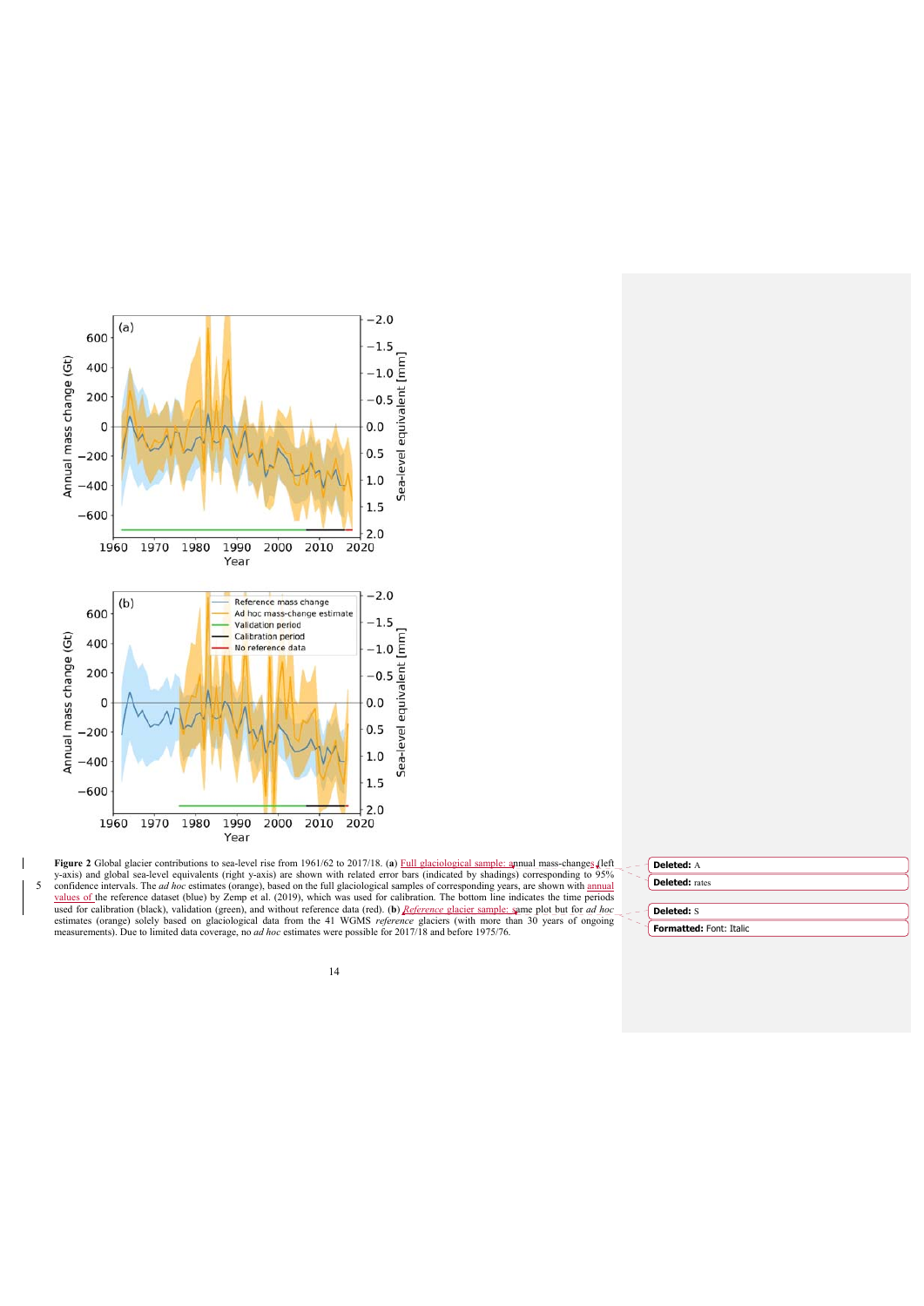Figure 2 Global glacier contributions to sea-level rise from 1961/62 to 2017/18. (**a**) Full glaciological sample: annual mass-changes (left y-axis) and global sea-level equivalents (right y-axis) are shown with related error bars (indicated by shadings) corresponding to 95% confidence intervals. The *ad hoc* estimates (orange), based on the full glaciological samples of corresponding years, are shown with annual values of the reference dataset (blue) by Zemp et al. (2019), which was used for calibration. The bottom line indicates the time periods used for calibration (black), validation (green), and without reference data (red). (**b**) *Reference* glacier sample: same plot but for *ad hoc* estimates (orange) solely based on glaciological data from the 41 WGMS *reference* glaciers (with more than 30 years of ongoing measurements). Due to limited data coverage, no *ad hoc* estimates were possible for 2017/18 and before 1975/76.

Deleted: A

Deleted: rates

Deleted: S

Formatted: Font: Italic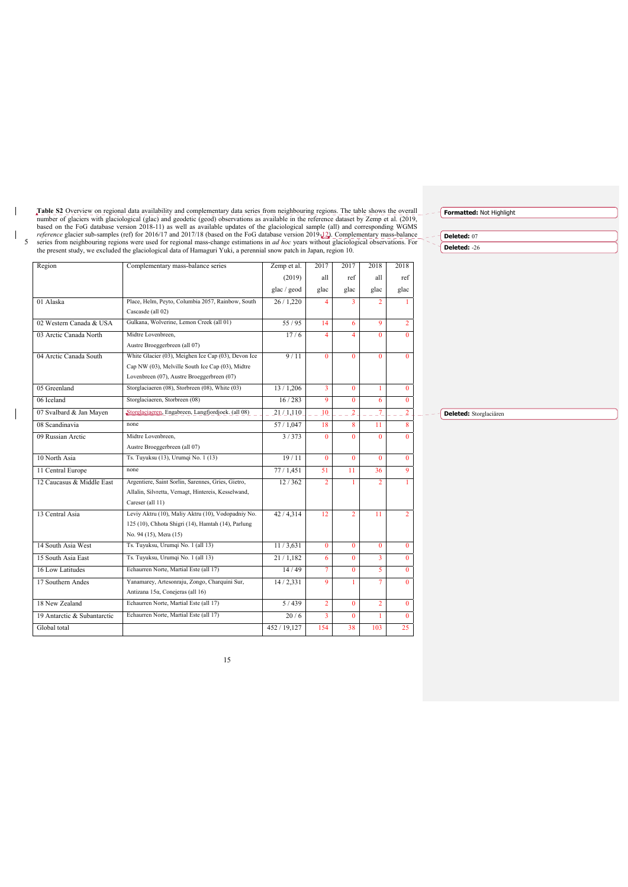**Table S2** Overview on regional data availability and complementary data series from neighbouring regions. The table shows the overall number of glaciers with glaciological (glac) and geodetic (geod) observations as available in the reference dataset by Zemp et al. (2019, based on the FoG database version 2018-11) as well as available updates of the glaciological sample (all) and corresponding WGMS *reference* glacier sub-samples (ref) for 2016/17 and 2017/18 (based on the FoG database version 2019-12). Complementary mass-balance series from neighbouring regions were used for regional mass-change estimations in *ad hoc* years without glaciological observations. For the present study, we excluded the glaciological data of Hamaguri Yuki, a perennial snow patch in Japan, region 10.

| Region | Complementary mass-balance series | Zemp et al. (2019) glac / geod | 2017 all glac | 2017 ref glac | 2018 all glac | 2018 ref glac |
|---|---|---|---|---|---|---|
| 01 Alaska | Place, Helm, Peyto, Columbia 2057, Rainbow, South Cascasde (all 02) | 26 / 1,220 | 4 | 3 | 2 | 1 |
| 02 Western Canada & USA | Gulkana, Wolverine, Lemon Creek (all 01) | 55 / 95 | 14 | 6 | 9 | 2 |
| 03 Arctic Canada North | Midtre Lovenbreen, Austre Broeggerbreen (all 07) | 17 / 6 | 4 | 4 | 0 | 0 |
| 04 Arctic Canada South | White Glacier (03), Meighen Ice Cap (03), Devon Ice Cap NW (03), Melville South Ice Cap (03), Midtre Lovenbreen (07), Austre Broeggerbreen (07) | 9 / 11 | 0 | 0 | 0 | 0 |
| 05 Greenland | Storglaciaeren (08), Storbreen (08), White (03) | 13 / 1,206 | 3 | 0 | 1 | 0 |
| 06 Iceland | Storglaciaeren, Storbreen (08) | 16 / 283 | 9 | 0 | 6 | 0 |
| 07 Svalbard & Jan Mayen | Storglaciaeren, Engabreen, Langfjordjoek. (all 08) | 21 / 1,110 | 10 | 2 | 7 | 2 |
| 08 Scandinavia | none | 57 / 1,047 | 18 | 8 | 11 | 8 |
| 09 Russian Arctic | Midtre Lovenbreen, Austre Broeggerbreen (all 07) | 3 / 373 | 0 | 0 | 0 | 0 |
| 10 North Asia | Ts. Tuyuksu (13), Urumqi No. 1 (13) | 19 / 11 | 0 | 0 | 0 | 0 |
| 11 Central Europe | none | 77 / 1,451 | 51 | 11 | 36 | 9 |
| 12 Caucasus & Middle East | Argentiere, Saint Sorlin, Sarennes, Gries, Gietro, Allalin, Silvretta, Vernagt, Hintereis, Kesselwand, Careser (all 11) | 12 / 362 | 2 | 1 | 2 | 1 |
| 13 Central Asia | Leviy Aktru (10), Maliy Aktru (10), Vodopadniy No. 125 (10), Chhota Shigri (14), Hamtah (14), Parlung No. 94 (15), Mera (15) | 42 / 4,314 | 12 | 2 | 11 | 2 |
| 14 South Asia West | Ts. Tuyuksu, Urumqi No. 1 (all 13) | 11 / 3,631 | 0 | 0 | 0 | 0 |
| 15 South Asia East | Ts. Tuyuksu, Urumqi No. 1 (all 13) | 21 / 1,182 | 6 | 0 | 3 | 0 |
| 16 Low Latitudes | Echaurren Norte, Martial Este (all 17) | 14 / 49 | 7 | 0 | 5 | 0 |
| 17 Southern Andes | Yanamarey, Artesonraju, Zongo, Charquini Sur, Antizana 15α, Conejeras (all 16) | 14 / 2,331 | 9 | 1 | 7 | 0 |
| 18 New Zealand | Echaurren Norte, Martial Este (all 17) | 5 / 439 | 2 | 0 | 2 | 0 |
| 19 Antarctic & Subantarctic | Echaurren Norte, Martial Este (all 17) | 20 / 6 | 3 | 0 | 1 | 0 |
| Global total | | 452 / 19,127 | 154 | 38 | 103 | 25 |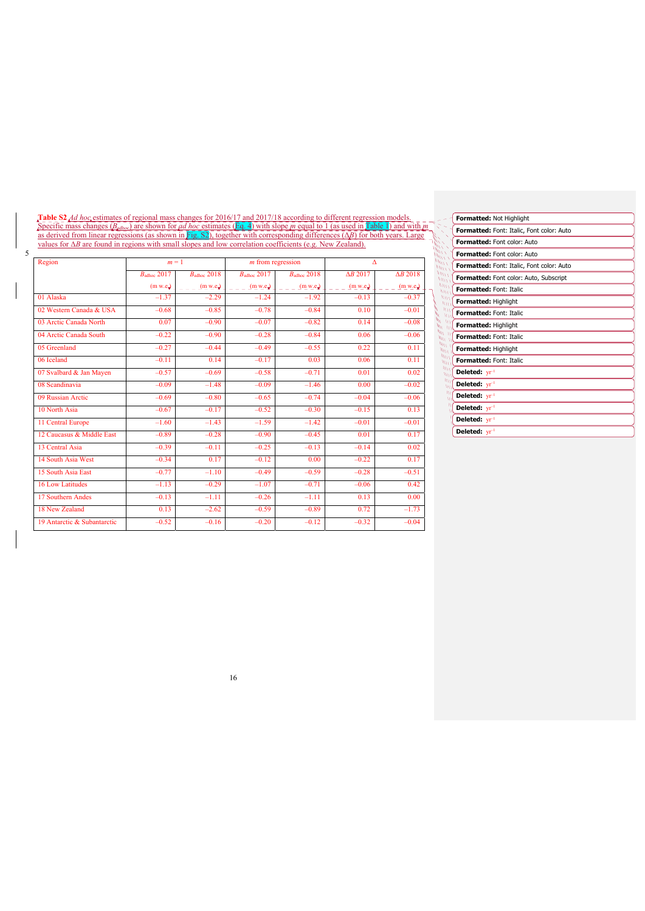**Table S2** *Ad hoc* estimates of regional mass changes for 2016/17 and 2017/18 according to different regression models. Specific mass changes ($B_{adhoc}$) are shown for *ad hoc* estimates (Eq. 4) with slope *m* equal to 1 (as used in Table 1) and with *m* as derived from linear regressions (as shown in Fig. S2), together with corresponding differences ($\Delta B$) for both years. Large values for $\Delta B$ are found in regions with small slopes and low correlation coefficients (e.g. New Zealand).

| Region | $m = 1$ | | *m* from regression | | $\Delta$ | |
|---|---|---|---|---|---|---|
| | $B_{adhoc}$ 2017 (m w.e.) | $B_{adhoc}$ 2018 (m w.e.) | $B_{adhoc}$ 2017 (m w.e.) | $B_{adhoc}$ 2018 (m w.e.) | $\Delta B$ 2017 (m w.e.) | $\Delta B$ 2018 (m w.e.) |
| 01 Alaska | −1.37 | −2.29 | −1.24 | −1.92 | −0.13 | −0.37 |
| 02 Western Canada & USA | −0.68 | −0.85 | −0.78 | −0.84 | 0.10 | −0.01 |
| 03 Arctic Canada North | 0.07 | −0.90 | −0.07 | −0.82 | 0.14 | −0.08 |
| 04 Arctic Canada South | −0.22 | −0.90 | −0.28 | −0.84 | 0.06 | −0.06 |
| 05 Greenland | −0.27 | −0.44 | −0.49 | −0.55 | 0.22 | 0.11 |
| 06 Iceland | −0.11 | 0.14 | −0.17 | 0.03 | 0.06 | 0.11 |
| 07 Svalbard & Jan Mayen | −0.57 | −0.69 | −0.58 | −0.71 | 0.01 | 0.02 |
| 08 Scandinavia | −0.09 | −1.48 | −0.09 | −1.46 | 0.00 | −0.02 |
| 09 Russian Arctic | −0.69 | −0.80 | −0.65 | −0.74 | −0.04 | −0.06 |
| 10 North Asia | −0.67 | −0.17 | −0.52 | −0.30 | −0.15 | 0.13 |
| 11 Central Europe | −1.60 | −1.43 | −1.59 | −1.42 | −0.01 | −0.01 |
| 12 Caucasus & Middle East | −0.89 | −0.28 | −0.90 | −0.45 | 0.01 | 0.17 |
| 13 Central Asia | −0.39 | −0.11 | −0.25 | −0.13 | −0.14 | 0.02 |
| 14 South Asia West | −0.34 | 0.17 | −0.12 | 0.00 | −0.22 | 0.17 |
| 15 South Asia East | −0.77 | −1.10 | −0.49 | −0.59 | −0.28 | −0.51 |
| 16 Low Latitudes | −1.13 | −0.29 | −1.07 | −0.71 | −0.06 | 0.42 |
| 17 Southern Andes | −0.13 | −1.11 | −0.26 | −1.11 | 0.13 | 0.00 |
| 18 New Zealand | 0.13 | −2.62 | −0.59 | −0.89 | 0.72 | −1.73 |
| 19 Antarctic & Subantarctic | −0.52 | −0.16 | −0.20 | −0.12 | −0.32 | −0.04 |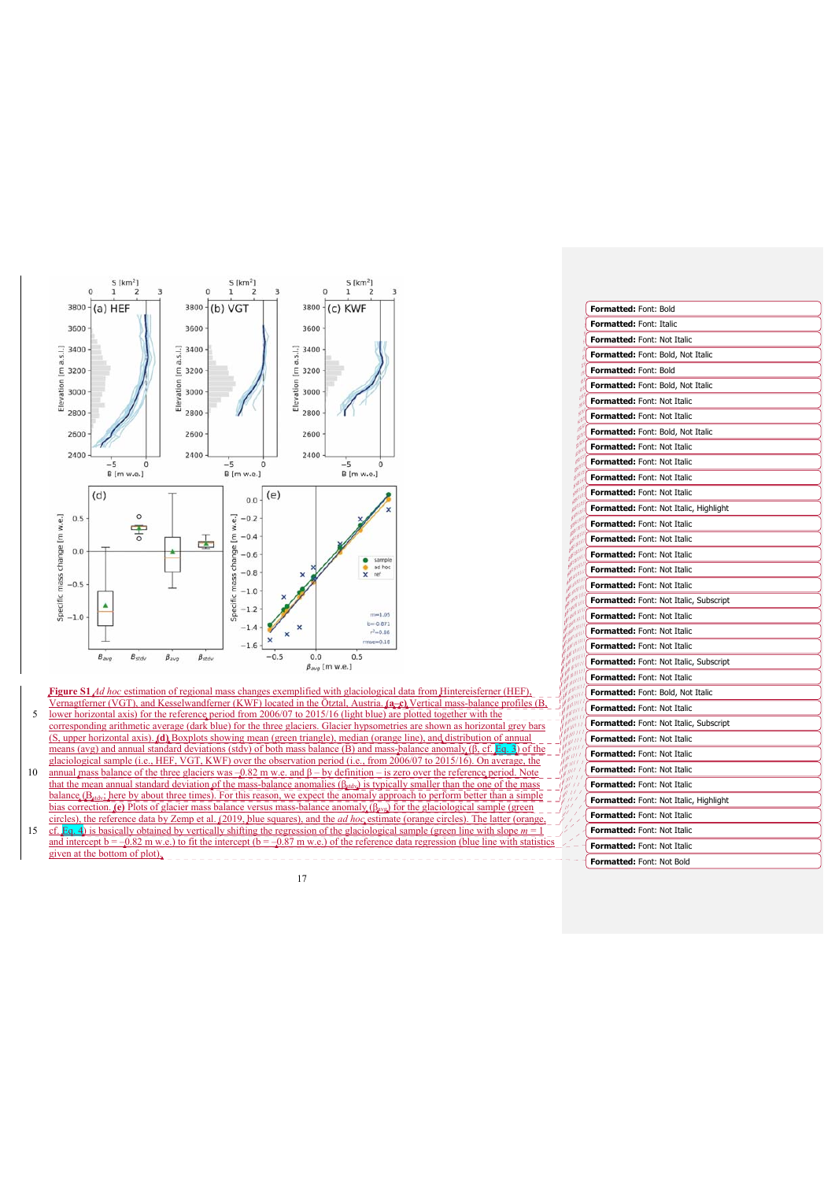**Figure S1** *Ad hoc* estimation of regional mass changes exemplified with glaciological data from Hintereisferner (HEF), Vernagtferner (VGT), and Kesselwandferner (KWF) located in the Ötztal, Austria. **(a–c)** Vertical mass-balance profiles (B, lower horizontal axis) for the reference period from 2006/07 to 2015/16 (light blue) are plotted together with the corresponding arithmetic average (dark blue) for the three glaciers. Glacier hypsometries are shown as horizontal grey bars (S, upper horizontal axis). **(d)** Boxplots showing mean (green triangle), median (orange line), and distribution of annual means (avg) and annual standard deviations (stdv) of both mass balance (B) and mass-balance anomaly (β, cf. Eq. 3) of the glaciological sample (i.e., HEF, VGT, KWF) over the observation period (i.e., from 2006/07 to 2015/16). On average, the annual mass balance of the three glaciers was –0.82 m w.e. and β – by definition – is zero over the reference period. Note that the mean annual standard deviation of the mass-balance anomalies ($\beta_{stdv}$) is typically smaller than the one of the mass balance ($B_{stdv}$; here by about three times). For this reason, we expect the anomaly approach to perform better than a simple bias correction. **(e)** Plots of glacier mass balance versus mass-balance anomaly ($\beta_{avg}$) for the glaciological sample (green circles), the reference data by Zemp et al. (2019, blue squares), and the *ad hoc* estimate (orange circles). The latter (orange, cf. Eq. 4) is basically obtained by vertically shifting the regression of the glaciological sample (green line with slope *m* = 1 and intercept b = –0.82 m w.e.) to fit the intercept (b = –0.87 m w.e.) of the reference data regression (blue line with statistics given at the bottom of plot).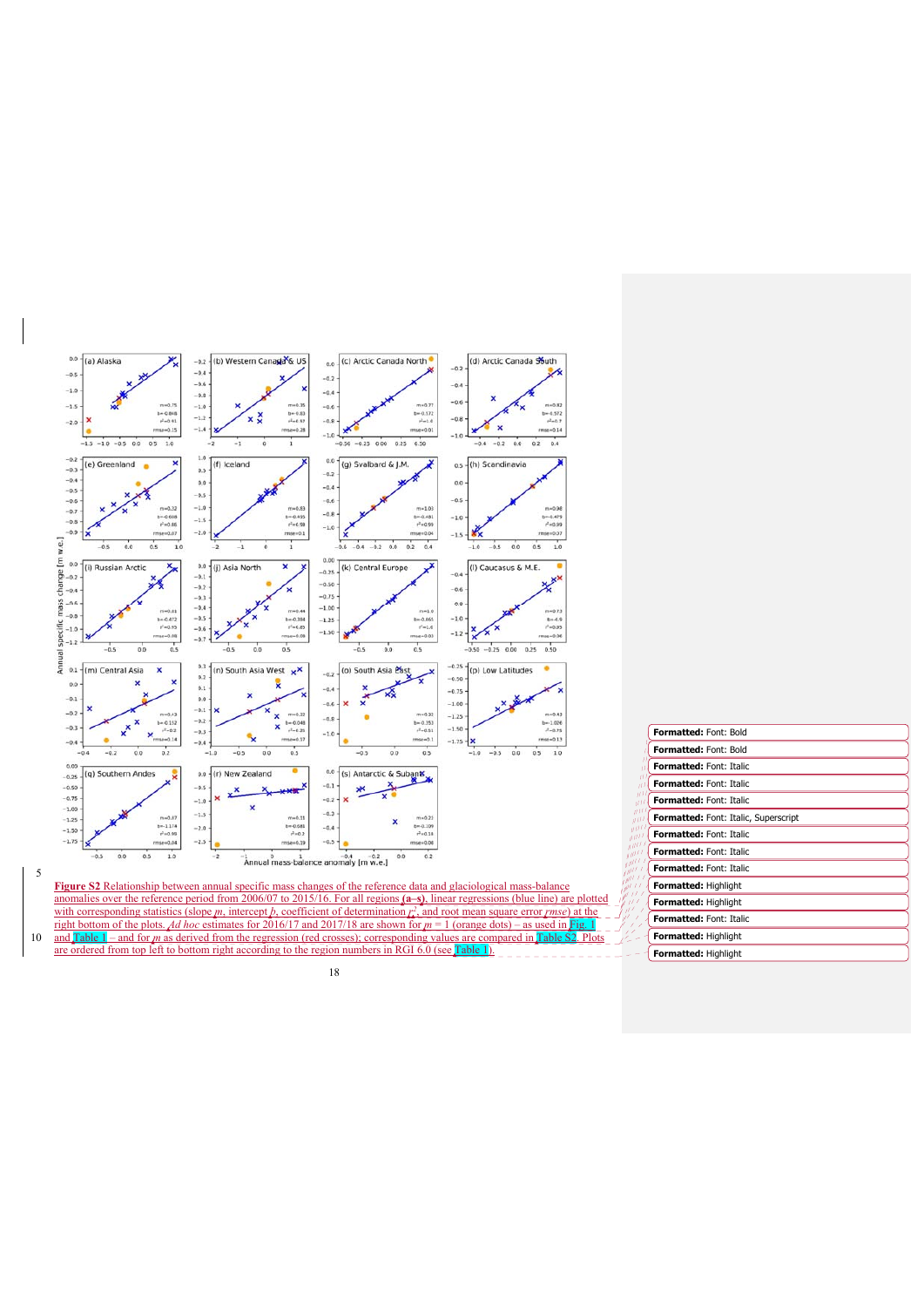**Figure S2** Relationship between annual specific mass changes of the reference data and glaciological mass-balance anomalies over the reference period from 2006/07 to 2015/16. For all regions (**a–s**), linear regressions (blue line) are plotted with corresponding statistics (slope *m*, intercept *b*, coefficient of determination $r^2$, and root mean square error *rmse*) at the right bottom of the plots. *Ad hoc* estimates for 2016/17 and 2017/18 are shown for $m = 1$ (orange dots) – as used in Fig. 1 and Table 1 – and for *m* as derived from the regression (red crosses); corresponding values are compared in Table S2. Plots are ordered from top left to bottom right according to the region numbers in RGI 6.0 (see Table 1).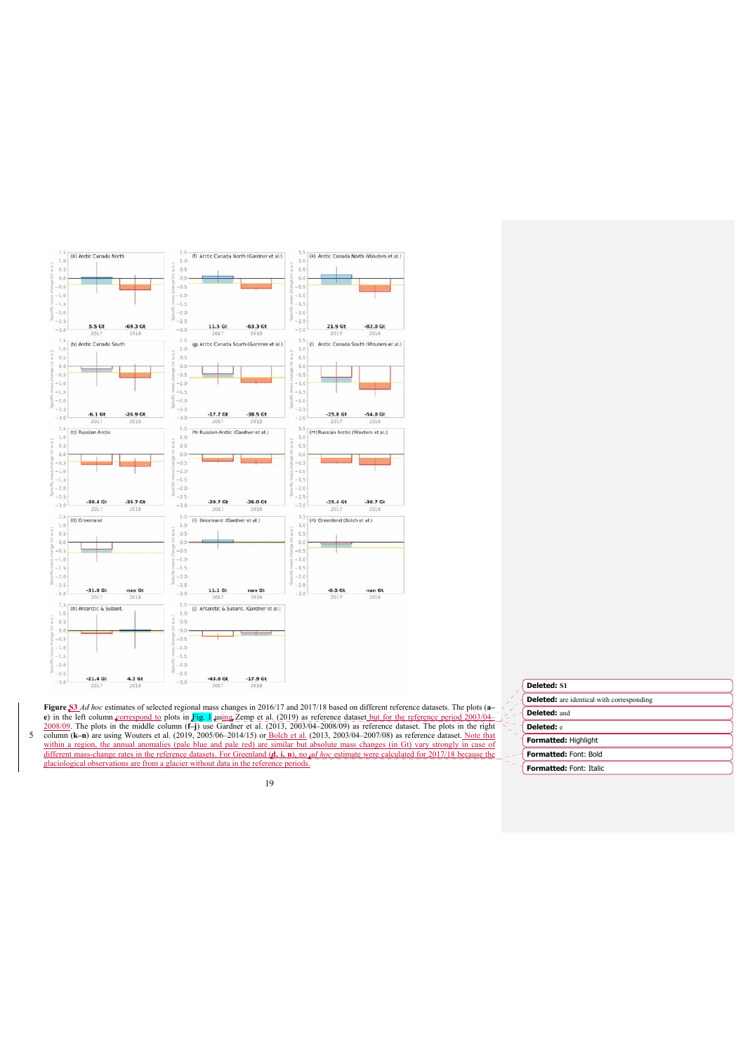Figure S3 *Ad hoc* estimates of selected regional mass changes in 2016/17 and 2017/18 based on different reference datasets. The plots (**a–e**) in the left column correspond to plots in Fig. 1 using Zemp et al. (2019) as reference dataset but for the reference period 2003/04–2008/09. The plots in the middle column (**f–j**) use Gardner et al. (2013, 2003/04–2008/09) as reference dataset. The plots in the right column (**k–n**) are using Wouters et al. (2019, 2005/06–2014/15) or Bolch et al. (2013, 2003/04–2007/08) as reference dataset. Note that within a region, the annual anomalies (pale blue and pale red) are similar but absolute mass changes (in Gt) vary strongly in case of different mass-change rates in the reference datasets. For Greenland (**d, i, n**), no *ad hoc* estimate were calculated for 2017/18 because the glaciological observations are from a glacier without data in the reference periods.

Deleted: S1

Deleted: are identical with corresponding

Deleted: and

Deleted: e

Formatted: Highlight

Formatted: Font: Bold

Formatted: Font: Italic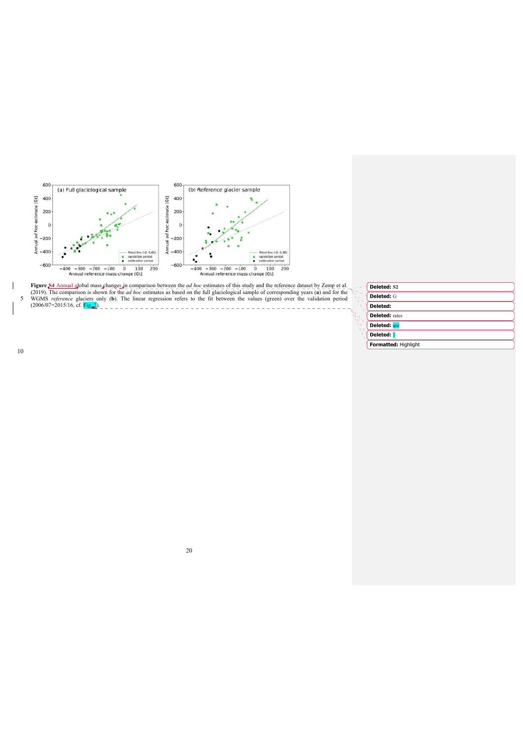Figure S4 Annual global mass changes in comparison between the *ad hoc* estimates of this study and the reference dataset by Zemp et al. (2019). The comparison is shown for the *ad hoc* estimates as based on the full glaciological sample of corresponding years (**a**) and for the WGMS *reference* glaciers only (**b**). The linear regression refers to the fit between the values (green) over the validation period (2006/07−2015/16, cf. Fig. 2).

Deleted: S2

Deleted: G

Deleted:

Deleted: rates

Deleted: ure

Deleted: 1

Formatted: Highlight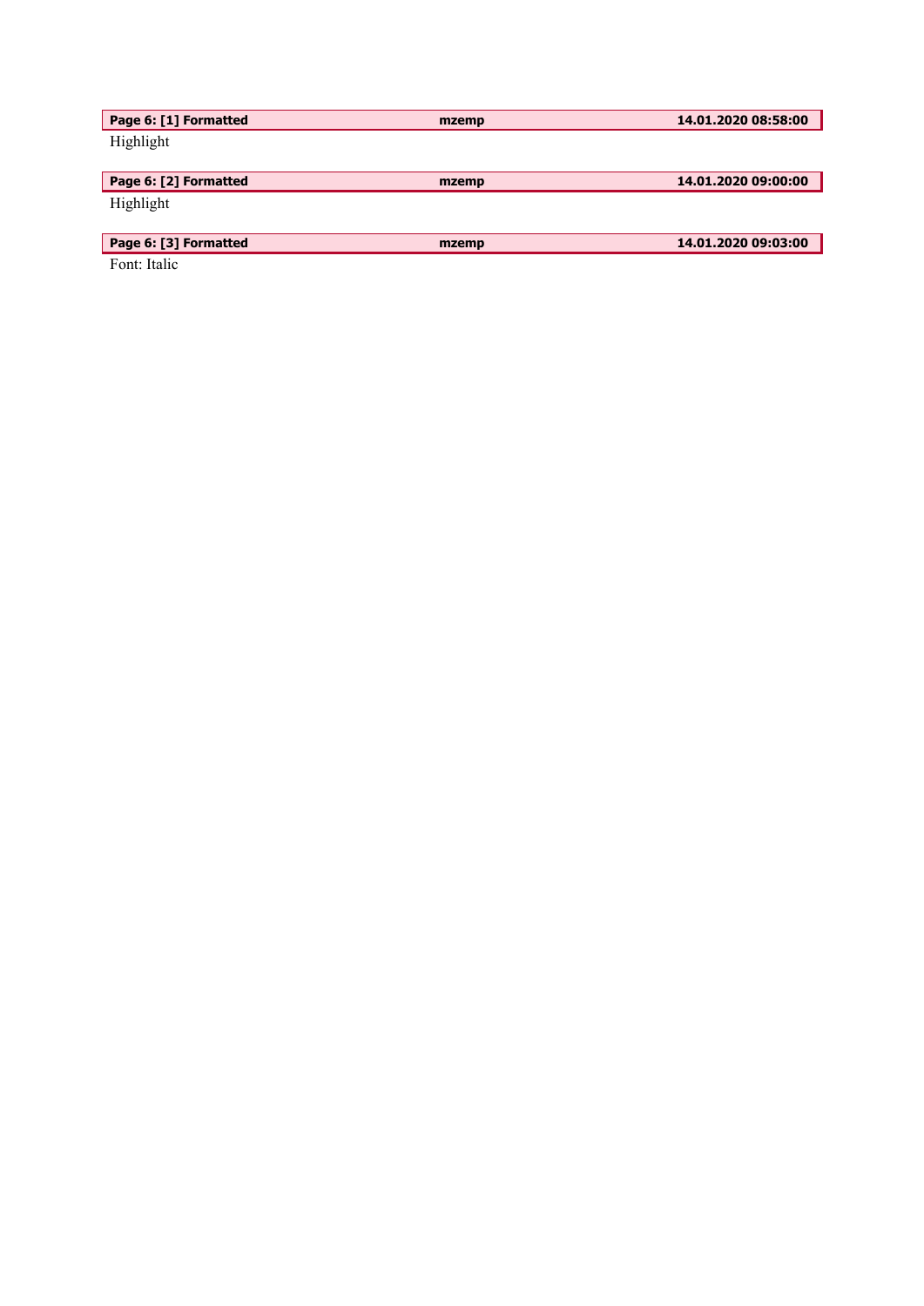| Page 6: [1] Formatted | mzemp | 14.01.2020 08:58:00 |
|---|---|---|

Highlight

| Page 6: [2] Formatted | mzemp | 14.01.2020 09:00:00 |
|---|---|---|

Highlight

| Page 6: [3] Formatted | mzemp | 14.01.2020 09:03:00 |
|---|---|---|

Font: Italic